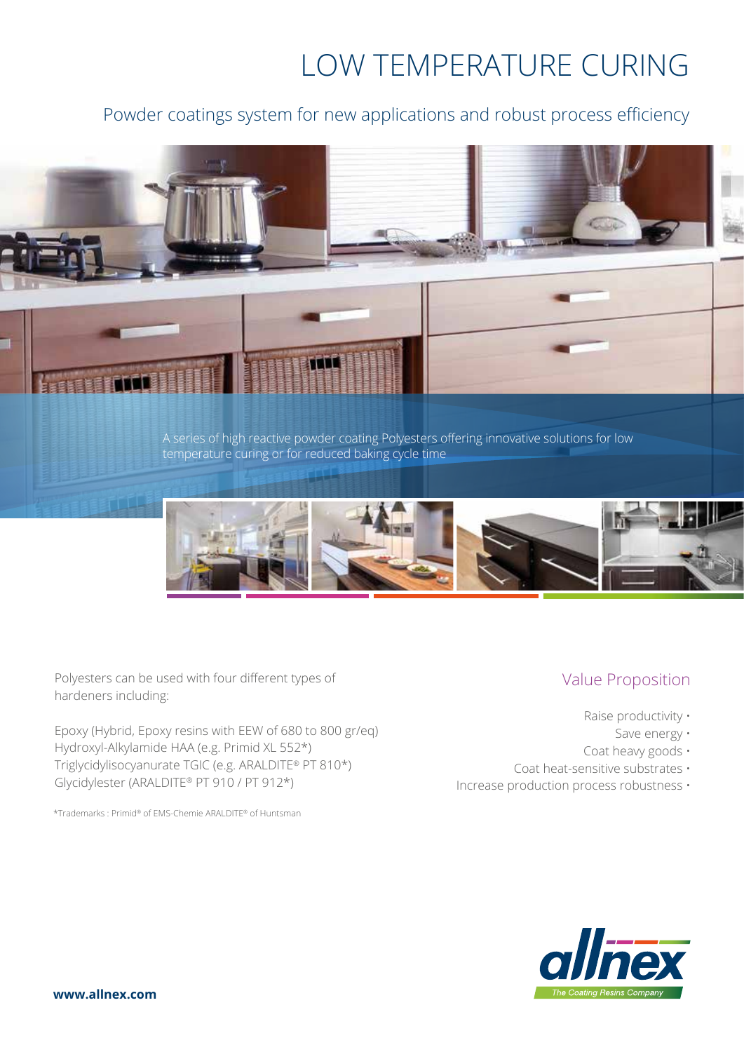# LOW TEMPERATURE CURING

## Powder coatings system for new applications and robust process efficiency

A series of high reactive powder coating Polyesters offering innovative solutions for low temperature curing or for reduced baking cycle time

Polyesters can be used with four different types of hardeners including:

Epoxy (Hybrid, Epoxy resins with EEW of 680 to 800 gr/eq)
Hydroxyl-Alkylamide HAA (e.g. Primid XL 552*)
Triglycidylisocyanurate TGIC (e.g. ARALDITE® PT 810*)
Glycidylester (ARALDITE® PT 910 / PT 912*)

*Trademarks : Primid® of EMS-Chemie ARALDITE® of Huntsman

### Value Proposition

- Raise productivity
- Save energy
- Coat heavy goods
- Coat heat-sensitive substrates
- Increase production process robustness

allnex
The Coating Resins Company

**www.allnex.com**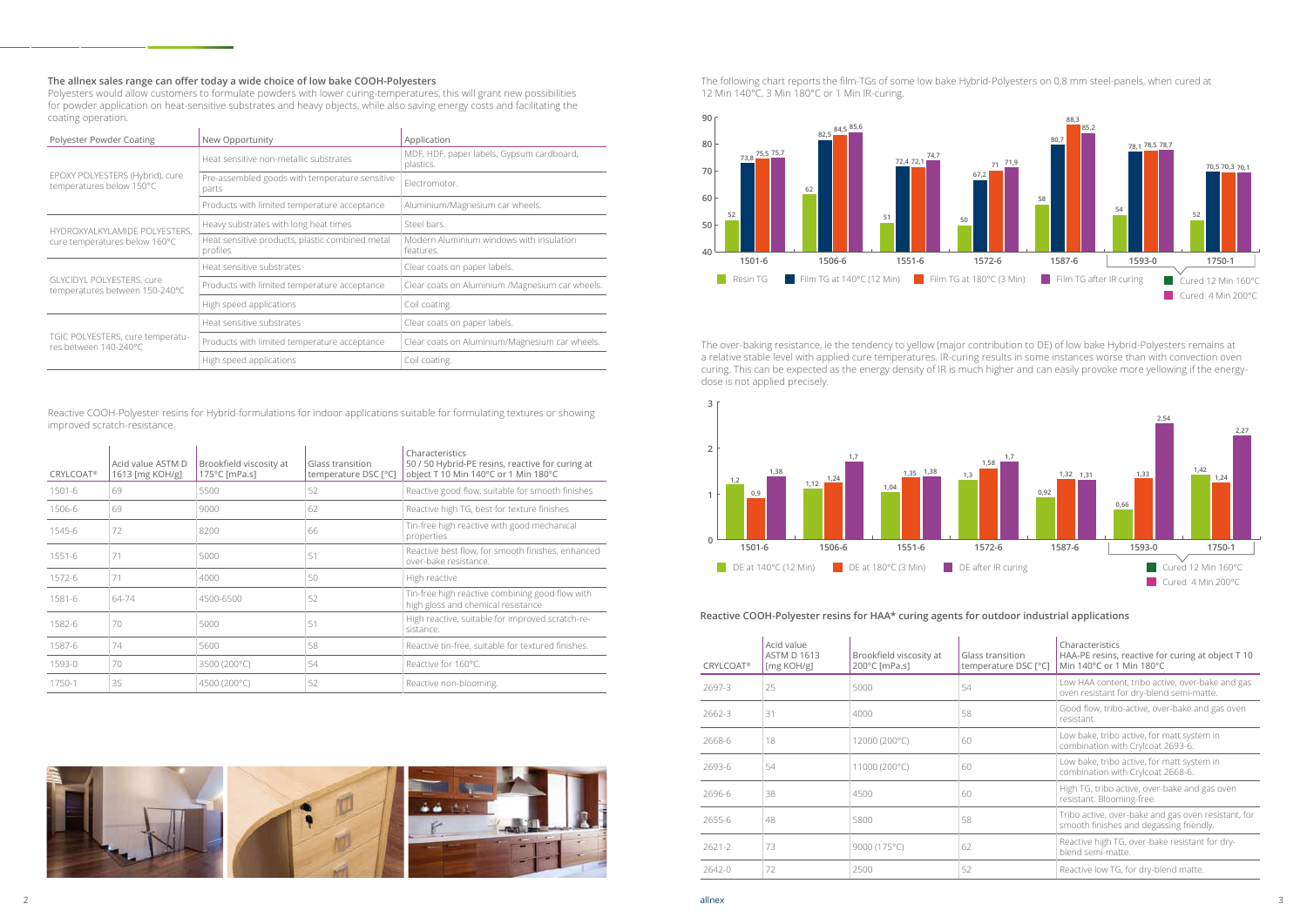## The allnex sales range can offer today a wide choice of low bake COOH-Polyesters

Polyesters would allow customers to formulate powders with lower curing-temperatures, this will grant new possibilities for powder application on heat-sensitive substrates and heavy objects, while also saving energy costs and facilitating the coating operation.

| Polyester Powder Coating | New Opportunity | Application |
|---|---|---|
| EPOXY POLYESTERS (Hybrid), cure temperatures below 150°C | Heat sensitive non-metallic substrates | MDF, HDF, paper labels, Gypsum cardboard, plastics. |
| | Pre-assembled goods with temperature sensitive parts | Electromotor. |
| | Products with limited temperature acceptance | Aluminium/Magnesium car wheels. |
| HYDROXYALKYLAMIDE POLYESTERS, cure temperatures below 160°C | Heavy substrates with long heat times | Steel bars. |
| | Heat sensitive products, plastic combined metal profiles | Modern Aluminium windows with insulation features. |
| GLYCIDYL POLYESTERS, cure temperatures between 150-240°C | Heat sensitive substrates | Clear coats on paper labels. |
| | Products with limited temperature acceptance | Clear coats on Aluminium /Magnesium car wheels. |
| | High speed applications | Coil coating. |
| TGIC POLYESTERS, cure temperatures between 140-240°C | Heat sensitive substrates | Clear coats on paper labels. |
| | Products with limited temperature acceptance | Clear coats on Aluminium/Magnesium car wheels. |
| | High speed applications | Coil coating. |

Reactive COOH-Polyester resins for Hybrid-formulations for indoor applications suitable for formulating textures or showing improved scratch-resistance.

| CRYLCOAT® | Acid value ASTM D 1613 [mg KOH/g] | Brookfield viscosity at 175°C [mPa.s] | Glass transition temperature DSC [°C] | Characteristics 50 / 50 Hybrid-PE resins, reactive for curing at object T 10 Min 140°C or 1 Min 180°C |
|---|---|---|---|---|
| 1501-6 | 69 | 5500 | 52 | Reactive good flow, suitable for smooth finishes |
| 1506-6 | 69 | 9000 | 62 | Reactive high TG, best for texture finishes |
| 1545-6 | 72 | 8200 | 66 | Tin-free high reactive with good mechanical properties |
| 1551-6 | 71 | 5000 | 51 | Reactive best flow, for smooth finishes, enhanced over-bake resistance. |
| 1572-6 | 71 | 4000 | 50 | High reactive |
| 1581-6 | 64-74 | 4500-6500 | 52 | Tin-free high reactive combining good flow with high gloss and chemical resistance |
| 1582-6 | 70 | 5000 | 51 | High reactive, suitable for improved scratch-resistance. |
| 1587-6 | 74 | 5600 | 58 | Reactive tin-free, suitable for textured finishes. |
| 1593-0 | 70 | 3500 (200°C) | 54 | Reactive for 160°C. |
| 1750-1 | 35 | 4500 (200°C) | 52 | Reactive non-blooming. |

The following chart reports the film-TGs of some low bake Hybrid-Polyesters on 0,8 mm steel-panels, when cured at 12 Min 140°C, 3 Min 180°C or 1 Min IR-curing.

| | Resin TG | Film TG at 140°C (12 Min) | Film TG at 180°C (3 Min) | Film TG after IR curing |
|---|---|---|---|---|
| 1501-6 | 52 | 73,8 | 75,5 | 75,7 |
| 1506-6 | 62 | 82,5 | 84,5 | 85,6 |
| 1551-6 | 51 | 72,4 | 72,1 | 74,7 |
| 1572-6 | 50 | 67,2 | 71 | 71,9 |
| 1587-6 | 58 | 80,7 | 88,3 | 85,2 |
| 1593-0 | 54 | 78,1 | 78,5 | 78,7 |
| 1750-1 | 52 | 70,5 | 70,3 | 70,1 |

For 1593-0 and 1750-1: Cured 12 Min 160°C / Cured 4 Min 200°C

The over-baking resistance, ie the tendency to yellow (major contribution to DE) of low bake Hybrid-Polyesters remains at a relative stable level with applied cure temperatures. IR-curing results in some instances worse than with convection oven curing. This can be expected as the energy density of IR is much higher and can easily provoke more yellowing if the energy-dose is not applied precisely.

| | DE at 140°C (12 Min) | DE at 180°C (3 Min) | DE after IR curing |
|---|---|---|---|
| 1501-6 | 1,2 | 0,9 | 1,38 |
| 1506-6 | 1,12 | 1,24 | 1,7 |
| 1551-6 | 1,04 | 1,35 | 1,38 |
| 1572-6 | 1,3 | 1,58 | 1,7 |
| 1587-6 | 0,92 | 1,32 | 1,31 |
| 1593-0 | 0,66 | 1,33 | 2,54 |
| 1750-1 | 1,42 | 1,24 | 2,27 |

For 1593-0 and 1750-1: Cured 12 Min 160°C / Cured 4 Min 200°C

### Reactive COOH-Polyester resins for HAA* curing agents for outdoor industrial applications

| CRYLCOAT® | Acid value ASTM D 1613 [mg KOH/g] | Brookfield viscosity at 200°C [mPa.s] | Glass transition temperature DSC [°C] | Characteristics HAA-PE resins, reactive for curing at object T 10 Min 140°C or 1 Min 180°C |
|---|---|---|---|---|
| 2697-3 | 25 | 5000 | 54 | Low HAA content, tribo active, over-bake and gas oven resistant for dry-blend semi-matte. |
| 2662-3 | 31 | 4000 | 58 | Good flow, tribo-active, over-bake and gas oven resistant. |
| 2668-6 | 18 | 12000 (200°C) | 60 | Low bake, tribo active, for matt system in combination with Crylcoat 2693-6. |
| 2693-6 | 54 | 11000 (200°C) | 60 | Low bake, tribo active, for matt system in combination with Crylcoat 2668-6. |
| 2696-6 | 38 | 4500 | 60 | High TG, tribo active, over-bake and gas oven resistant. Blooming-free. |
| 2655-6 | 48 | 5800 | 58 | Tribo active, over-bake and gas oven resistant, for smooth finishes and degassing friendly. |
| 2621-2 | 73 | 9000 (175°C) | 62 | Reactive high TG, over-bake resistant for dry-blend semi-matte. |
| 2642-0 | 72 | 2500 | 52 | Reactive low TG, for dry-blend matte. |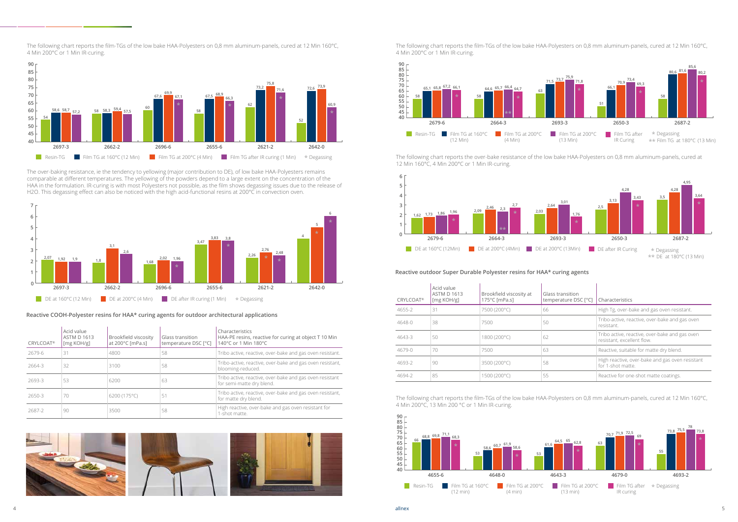The following chart reports the film-TGs of the low bake HAA-Polyesters on 0,8 mm aluminum-panels, cured at 12 Min 160°C, 4 Min 200°C or 1 Min IR-curing.

| | Resin-TG | Film TG at 160°C (12 Min) | Film TG at 200°C (4 Min) | Film TG after IR curing (1 Min) |
|---|---|---|---|---|
| 2697-3 | 54 | 58,6 | 58,7 | 57,2 |
| 2662-2 | 58 | 58,3 | 59,4 | 57,5 |
| 2696-6 | 60 | 67,6 | 69,9 | 67,1 * |
| 2655-6 | 58 | 67,5 | 68,9 | 66,3 * |
| 2621-2 | 62 | 73,2 | 75,8 | 71,6 * |
| 2642-0 | 52 | 72,6 | 73,9 | 60,9 * |

\* Degassing

The over-baking resistance, ie the tendency to yellowing (major contribution to DE), of low bake HAA-Polyesters remains comparable at different temperatures. The yellowing of the powders depend to a large extent on the concentration of the HAA in the formulation. IR-curing is with most Polyesters not possible, as the film shows degassing issues due to the release of $H_2O$. This degassing effect can also be noticed with the high acid-functional resins at 200°C in convection oven.

| | DE at 160°C (12 Min) | DE at 200°C (4 Min) | DE after IR curing (1 Min) |
|---|---|---|---|
| 2697-3 | 2,07 | 1,92 | 1,9 |
| 2662-2 | 1,8 | 3,1 | 2,6 |
| 2696-6 | 1,68 | 2,02 | 1,96 * |
| 2655-6 | 3,47 | 3,83 | 3,8 * |
| 2621-2 | 2,26 | 2,76 * | 2,48 * |
| 2642-0 | 4 | 5 * | 6 * |

\* Degassing

### Reactive COOH-Polyester resins for HAA* curing agents for outdoor architectural applications

| CRYLCOAT® | Acid value ASTM D 1613 [mg KOH/g] | Brookfield viscosity at 200°C [mPa.s] | Glass transition temperature DSC [°C] | Characteristics HAA-PE resins, reactive for curing at object T 10 Min 140°C or 1 Min 180°C |
|---|---|---|---|---|
| 2679-6 | 31 | 4800 | 58 | Tribo active, reactive, over-bake and gas oven resistant. |
| 2664-3 | 32 | 3100 | 58 | Tribo-active, reactive, over-bake and gas oven resistant, blooming-reduced. |
| 2693-3 | 53 | 6200 | 63 | Tribo active, reactive, over-bake and gas oven resistant for semi-matte dry blend. |
| 2650-3 | 70 | 6200 (175°C) | 51 | Tribo active, reactive, over-bake and gas oven resistant, for matte dry blend. |
| 2687-2 | 90 | 3500 | 58 | High reactive, over-bake and gas oven resistant for 1-shot matte. |

The following chart reports the film-TGs of the low bake HAA-Polyesters on 0,8 mm aluminum-panels, cured at 12 Min 160°C, 4 Min 200°C or 1 Min IR-curing.

| | Resin-TG | Film TG at 160°C (12 Min) | Film TG at 200°C (4 Min) | Film TG at 200°C (13 Min) | Film TG after IR Curing |
|---|---|---|---|---|---|
| 2679-6 | 58 | 65,1 | 65,8 | 67,2 | 66,1 * |
| 2664-3 | 58 | 64,6 | 65,7 | 66,4 ** | 64,7 * |
| 2693-3 | 63 | 71,5 | 73,7 | 75,9 | 71,8 * |
| 2650-3 | 51 | 66,1 | 70,9 | 73,4 | 69,3 * |
| 2687-2 | 58 | 80,6 | 81,6 | 85,6 | 80,2 * |

\* Degassing
\*\* Film TG at 180°C (13 Min)

The following chart reports the over-bake resistance of the low bake HAA-Polyesters on 0,8 mm aluminum-panels, cured at 12 Min 160°C, 4 Min 200°C or 1 Min IR-curing.

| | DE at 160°C (12Min) | DE at 200°C (4Min) | DE at 200°C (13Min) | DE after IR Curing |
|---|---|---|---|---|
| 2679-6 | 1,62 | 1,73 | 1,86 | 1,96 * |
| 2664-3 | 2,09 | 2,46 | 2,3 ** | 2,7 * |
| 2693-3 | 2,03 | 2,64 | 3,01 | 1,76 * |
| 2650-3 | 2,5 | 3,13 | 4,28 | 3,43 * |
| 2687-2 | 3,5 | 4,28 | 4,95 | 3,64 * |

\* Degassing
\*\* DE at 180°C (13 Min)

### Reactive outdoor Super Durable Polyester resins for HAA* curing agents

| CRYLCOAT® | Acid value ASTM D 1613 [mg KOH/g] | Brookfield viscosity at 175°C [mPa.s] | Glass transition temperature DSC [°C] | Characteristics |
|---|---|---|---|---|
| 4655-2 | 31 | 7500 (200°C) | 66 | High Tg, over-bake and gas oven resistant. |
| 4648-0 | 38 | 7500 | 50 | Tribo-active, reactive, over-bake and gas oven resistant. |
| 4643-3 | 50 | 1800 (200°C) | 62 | Tribo active, reactive, over-bake and gas oven resistant, excellent flow. |
| 4679-0 | 70 | 7500 | 63 | Reactive, suitable for matte dry blend. |
| 4693-2 | 90 | 3500 (200°C) | 58 | High reactive, over-bake and gas oven resistant for 1-shot matte. |
| 4694-2 | 85 | 1500 (200°C) | 55 | Reactive for one-shot matte coatings. |

The following chart reports the film-TGs of the low bake HAA-Polyesters on 0,8 mm aluminum-panels, cured at 12 Min 160°C, 4 Min 200°C, 13 Min 200 °C or 1 Min IR-curing.

| | Resin-TG | Film TG at 160°C (12 min) | Film TG at 200°C (4 min) | Film TG at 200°C (13 min) | Film TG after IR curing |
|---|---|---|---|---|---|
| 4655-6 | 66 | 68,8 | 69,8 | 71,1 | 68,3 * |
| 4648-0 | 53 | 58,6 | 60,7 | 61,9 | 58,6 * |
| 4643-3 | 53 | 61,6 | 64,5 | 65 | 62,8 * |
| 4679-0 | 63 | 70,7 | 71,9 | 72,5 | 69 * |
| 4693-2 | 55 | 73,8 | 75,5 | 78 | 73,8 * |

\* Degassing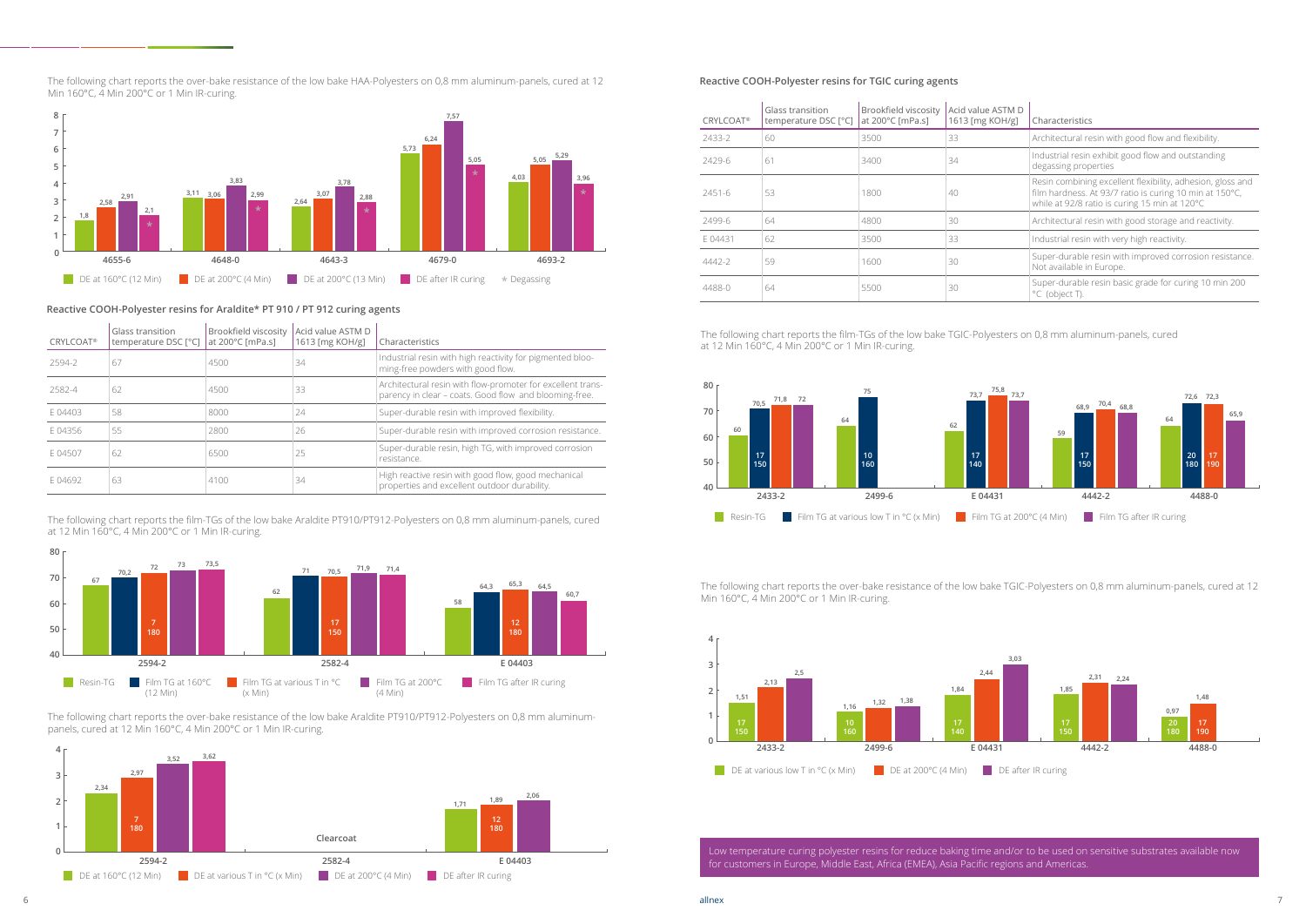The following chart reports the over-bake resistance of the low bake HAA-Polyesters on 0,8 mm aluminum-panels, cured at 12 Min 160°C, 4 Min 200°C or 1 Min IR-curing.

| | DE at 160°C (12 Min) | DE at 200°C (4 Min) | DE at 200°C (13 Min) | DE after IR curing |
|---|---|---|---|---|
| 4655-6 | 1,8 | 2,58 | 2,91 | 2,1 * |
| 4648-0 | 3,11 | 3,06 | 3,83 | 2,99 * |
| 4643-3 | 2,64 | 3,07 | 3,78 | 2,88 * |
| 4679-0 | 5,73 | 6,24 | 7,57 | 5,05 * |
| 4693-2 | 4,03 | 5,05 | 5,29 | 3,96 * |

* Degassing

## Reactive COOH-Polyester resins for Araldite* PT 910 / PT 912 curing agents

| CRYLCOAT® | Glass transition temperature DSC [°C] | Brookfield viscosity at 200°C [mPa.s] | Acid value ASTM D 1613 [mg KOH/g] | Characteristics |
|---|---|---|---|---|
| 2594-2 | 67 | 4500 | 34 | Industrial resin with high reactivity for pigmented blooming-free powders with good flow. |
| 2582-4 | 62 | 4500 | 33 | Architectural resin with flow-promoter for excellent transparency in clear – coats. Good flow and blooming-free. |
| E 04403 | 58 | 8000 | 24 | Super-durable resin with improved flexibility. |
| E 04356 | 55 | 2800 | 26 | Super-durable resin with improved corrosion resistance. |
| E 04507 | 62 | 6500 | 25 | Super-durable resin, high TG, with improved corrosion resistance. |
| E 04692 | 63 | 4100 | 34 | High reactive resin with good flow, good mechanical properties and excellent outdoor durability. |

The following chart reports the film-TGs of the low bake Araldite PT910/PT912-Polyesters on 0,8 mm aluminum-panels, cured at 12 Min 160°C, 4 Min 200°C or 1 Min IR-curing.

| | Resin-TG | Film TG at 160°C (12 Min) | Film TG at various T in °C (x Min) | Film TG at 200°C (4 Min) | Film TG after IR curing |
|---|---|---|---|---|---|
| 2594-2 | 67 | 70,2 | 72 (7 Min, 180°C) | 73 | 73,5 |
| 2582-4 | 62 | 71 | 70,5 (17 Min, 150°C) | 71,9 | 71,4 |
| E 04403 | 58 | 64,3 | 65,3 (12 Min, 180°C) | 64,5 | 60,7 |

The following chart reports the over-bake resistance of the low bake Araldite PT910/PT912-Polyesters on 0,8 mm aluminum-panels, cured at 12 Min 160°C, 4 Min 200°C or 1 Min IR-curing.

| | DE at 160°C (12 Min) | DE at various T in °C (x Min) | DE at 200°C (4 Min) | DE after IR curing |
|---|---|---|---|---|
| 2594-2 | 2,34 | 2,97 (7 Min, 180°C) | 3,52 | 3,62 |
| 2582-4 | Clearcoat | | | |
| E 04403 | 1,71 | 1,89 (12 Min, 180°C) | 2,06 | |

## Reactive COOH-Polyester resins for TGIC curing agents

| CRYLCOAT® | Glass transition temperature DSC [°C] | Brookfield viscosity at 200°C [mPa.s] | Acid value ASTM D 1613 [mg KOH/g] | Characteristics |
|---|---|---|---|---|
| 2433-2 | 60 | 3500 | 33 | Architectural resin with good flow and flexibility. |
| 2429-6 | 61 | 3400 | 34 | Industrial resin exhibit good flow and outstanding degassing properties |
| 2451-6 | 53 | 1800 | 40 | Resin combining excellent flexibility, adhesion, gloss and film hardness. At 93/7 ratio is curing 10 min at 150°C, while at 92/8 ratio is curing 15 min at 120°C |
| 2499-6 | 64 | 4800 | 30 | Architectural resin with good storage and reactivity. |
| E 04431 | 62 | 3500 | 33 | Industrial resin with very high reactivity. |
| 4442-2 | 59 | 1600 | 30 | Super-durable resin with improved corrosion resistance. Not available in Europe. |
| 4488-0 | 64 | 5500 | 30 | Super-durable resin basic grade for curing 10 min 200 °C (object T). |

The following chart reports the film-TGs of the low bake TGIC-Polyesters on 0,8 mm aluminum-panels, cured at 12 Min 160°C, 4 Min 200°C or 1 Min IR-curing.

| | Resin-TG | Film TG at various low T in °C (x Min) | Film TG at 200°C (4 Min) | Film TG after IR curing |
|---|---|---|---|---|
| 2433-2 | 60 | 70,5 (17 Min, 150°C) | 71,8 | 72 |
| 2499-6 | 64 | 75 (10 Min, 160°C) | | |
| E 04431 | 62 | 73,7 (17 Min, 140°C) | 75,8 | 73,7 |
| 4442-2 | 59 | 68,9 (17 Min, 150°C) | 70,4 | 68,8 |
| 4488-0 | 64 | 72,6 (20 Min, 180°C) | 72,3 (17 Min, 190°C) | 65,9 |

The following chart reports the over-bake resistance of the low bake TGIC-Polyesters on 0,8 mm aluminum-panels, cured at 12 Min 160°C, 4 Min 200°C or 1 Min IR-curing.

| | DE at various low T in °C (x Min) | DE at 200°C (4 Min) | DE after IR curing |
|---|---|---|---|
| 2433-2 | 1,51 (17 Min, 150°C) | 2,13 | 2,5 |
| 2499-6 | 1,16 (10 Min, 160°C) | 1,32 | 1,38 |
| E 04431 | 1,84 (17 Min, 140°C) | 2,44 | 3,03 |
| 4442-2 | 1,85 (17 Min, 150°C) | 2,31 | 2,24 |
| 4488-0 | 0,97 (20 Min, 180°C) | 1,48 (17 Min, 190°C) | |

Low temperature curing polyester resins for reduce baking time and/or to be used on sensitive substrates available now for customers in Europe, Middle East, Africa (EMEA), Asia Pacific regions and Americas.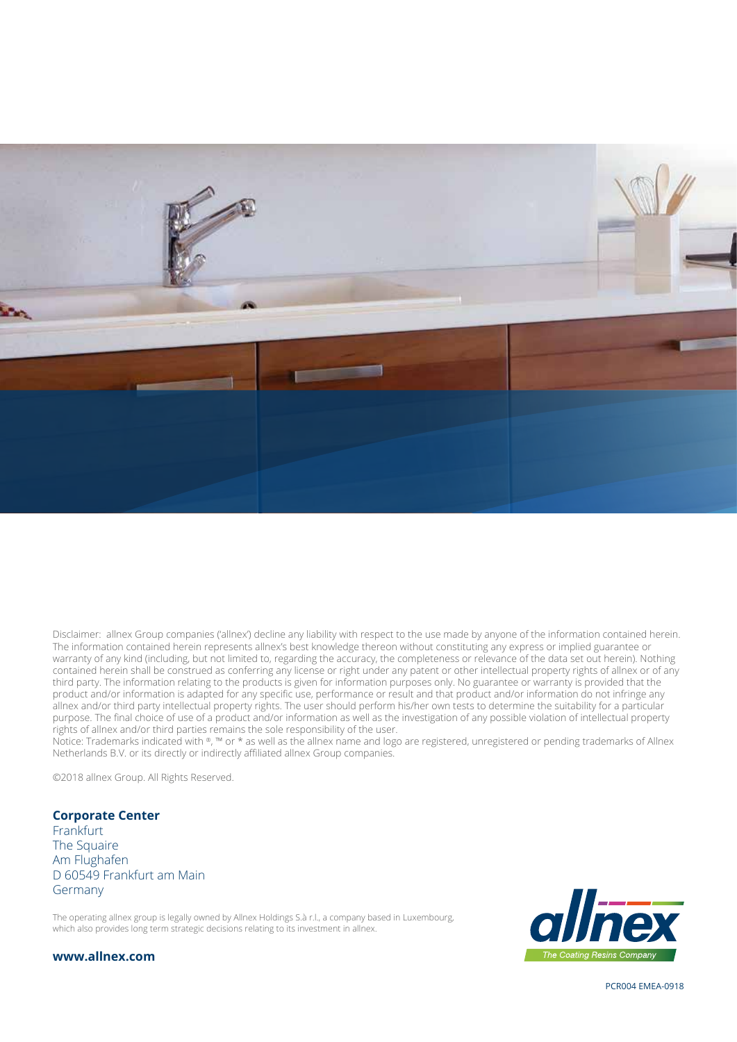Disclaimer: allnex Group companies ('allnex') decline any liability with respect to the use made by anyone of the information contained herein. The information contained herein represents allnex's best knowledge thereon without constituting any express or implied guarantee or warranty of any kind (including, but not limited to, regarding the accuracy, the completeness or relevance of the data set out herein). Nothing contained herein shall be construed as conferring any license or right under any patent or other intellectual property rights of allnex or of any third party. The information relating to the products is given for information purposes only. No guarantee or warranty is provided that the product and/or information is adapted for any specific use, performance or result and that product and/or information do not infringe any allnex and/or third party intellectual property rights. The user should perform his/her own tests to determine the suitability for a particular purpose. The final choice of use of a product and/or information as well as the investigation of any possible violation of intellectual property rights of allnex and/or third parties remains the sole responsibility of the user.
Notice: Trademarks indicated with ®, ™ or * as well as the allnex name and logo are registered, unregistered or pending trademarks of Allnex Netherlands B.V. or its directly or indirectly affiliated allnex Group companies.

©2018 allnex Group. All Rights Reserved.

**Corporate Center**
Frankfurt
The Squaire
Am Flughafen
D 60549 Frankfurt am Main
Germany

The operating allnex group is legally owned by Allnex Holdings S.à r.l., a company based in Luxembourg, which also provides long term strategic decisions relating to its investment in allnex.

**www.allnex.com**

allnex
The Coating Resins Company

PCR004 EMEA-0918